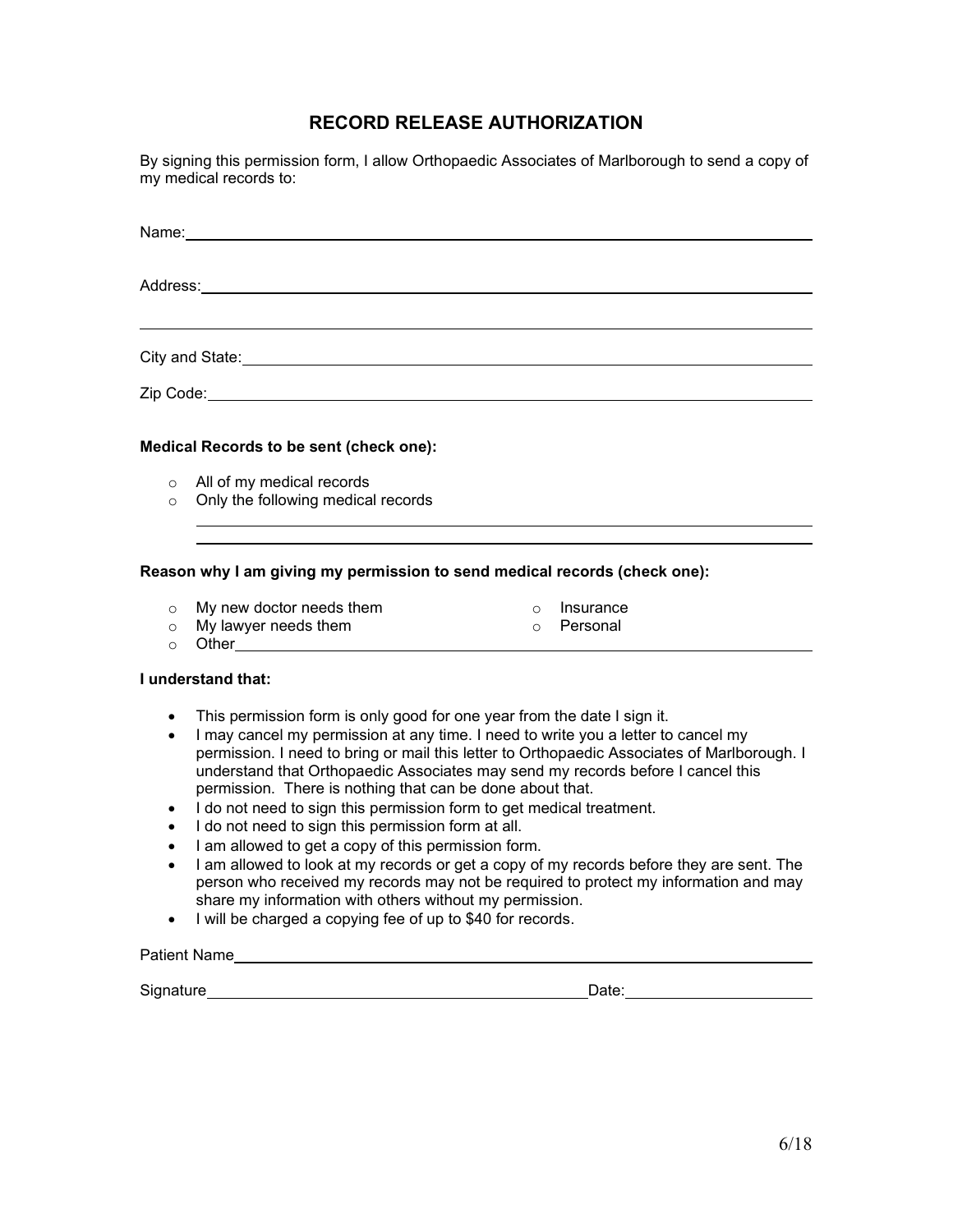# RECORD RELEASE AUTHORIZATION

By signing this permission form, I allow Orthopaedic Associates of Marlborough to send a copy of my medical records to:

Name: ______________________________________________

Address: ______________________________________________

______________________________________________

City and State: ______________________________________________

Zip Code: ______________________________________________

**Medical Records to be sent (check one):**

- ○ All of my medical records
- ○ Only the following medical records

______________________________________________

______________________________________________

**Reason why I am giving my permission to send medical records (check one):**

- ○ My new doctor needs them
- ○ Insurance
- ○ My lawyer needs them
- ○ Personal
- ○ Other ______________________________________________

**I understand that:**

- This permission form is only good for one year from the date I sign it.
- I may cancel my permission at any time. I need to write you a letter to cancel my permission. I need to bring or mail this letter to Orthopaedic Associates of Marlborough. I understand that Orthopaedic Associates may send my records before I cancel this permission. There is nothing that can be done about that.
- I do not need to sign this permission form to get medical treatment.
- I do not need to sign this permission form at all.
- I am allowed to get a copy of this permission form.
- I am allowed to look at my records or get a copy of my records before they are sent. The person who received my records may not be required to protect my information and may share my information with others without my permission.
- I will be charged a copying fee of up to $40 for records.

Patient Name ______________________________________________

Signature ______________________________ Date: ______________

6/18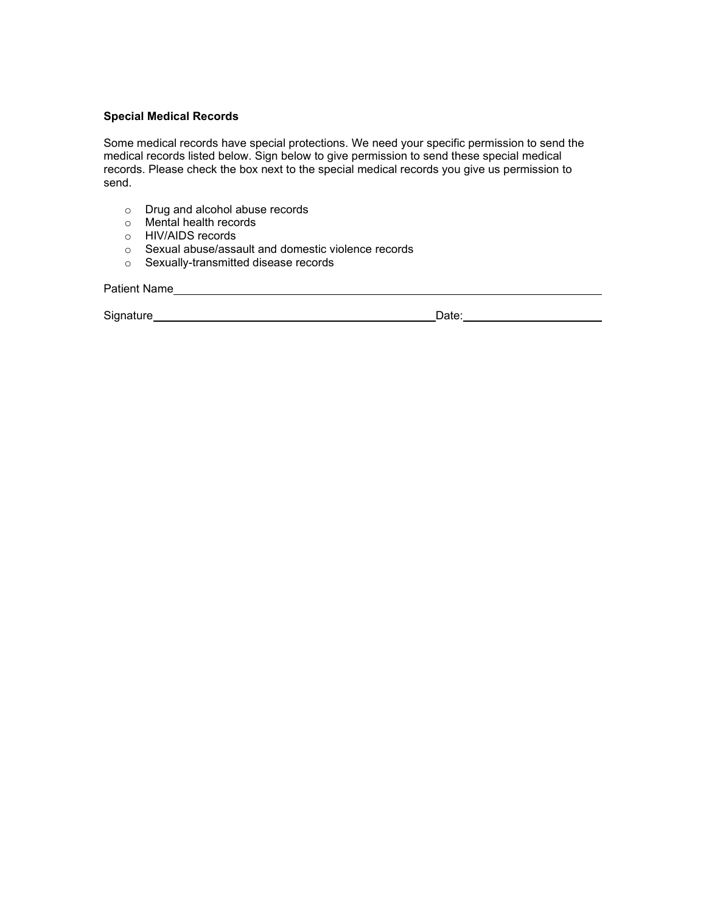**Special Medical Records**

Some medical records have special protections. We need your specific permission to send the medical records listed below. Sign below to give permission to send these special medical records. Please check the box next to the special medical records you give us permission to send.

- ☐ Drug and alcohol abuse records
- ☐ Mental health records
- ☐ HIV/AIDS records
- ☐ Sexual abuse/assault and domestic violence records
- ☐ Sexually-transmitted disease records

Patient Name \_\_\_\_\_\_\_\_\_\_\_\_\_\_\_\_\_\_\_\_\_\_\_\_\_\_\_\_\_\_\_\_\_\_\_\_\_\_\_\_\_\_\_\_\_\_\_\_\_\_\_\_\_\_\_\_

Signature \_\_\_\_\_\_\_\_\_\_\_\_\_\_\_\_\_\_\_\_\_\_\_\_\_\_\_\_\_\_\_\_\_\_\_\_ Date: \_\_\_\_\_\_\_\_\_\_\_\_\_\_\_\_\_\_